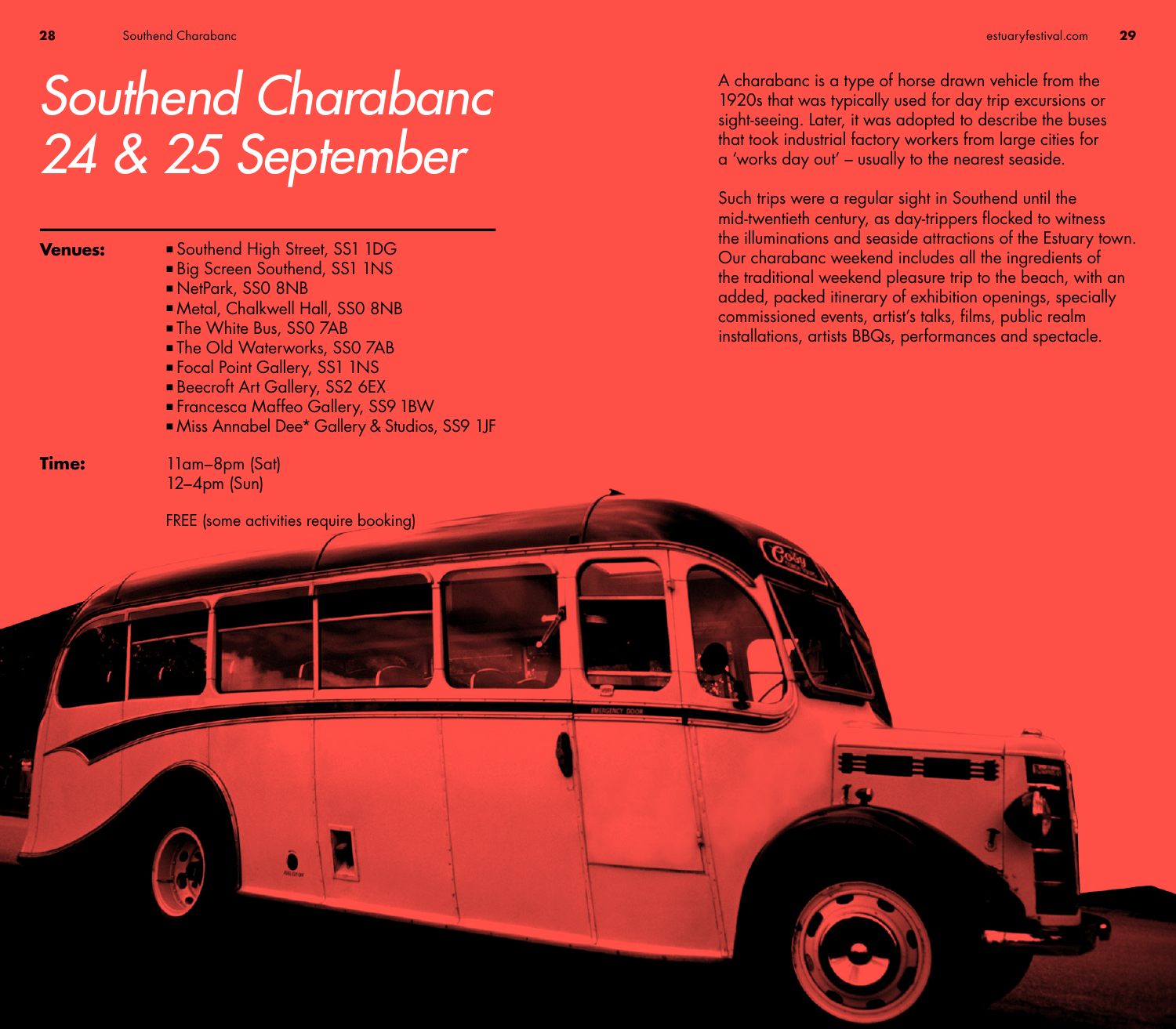# *Southend Charabanc 24 & 25 September*

**Venues:**

- Southend High Street, SS1 1DG
- Big Screen Southend, SS1 1NS
- NetPark, SS0 8NB
- Metal, Chalkwell Hall, SS0 8NB
- The White Bus, SS0 7AB
- The Old Waterworks, SS0 7AB
- Focal Point Gallery, SS1 1NS
- Beecroft Art Gallery, SS2 6EX
- Francesca Maffeo Gallery, SS9 1BW
- Miss Annabel Dee* Gallery & Studios, SS9 1JF

**Time:**

11am–8pm (Sat)
12–4pm (Sun)

FREE (some activities require booking)

A charabanc is a type of horse drawn vehicle from the 1920s that was typically used for day trip excursions or sight-seeing. Later, it was adopted to describe the buses that took industrial factory workers from large cities for a 'works day out' – usually to the nearest seaside.

Such trips were a regular sight in Southend until the mid-twentieth century, as day-trippers flocked to witness the illuminations and seaside attractions of the Estuary town. Our charabanc weekend includes all the ingredients of the traditional weekend pleasure trip to the beach, with an added, packed itinerary of exhibition openings, specially commissioned events, artist's talks, films, public realm installations, artists BBQs, performances and spectacle.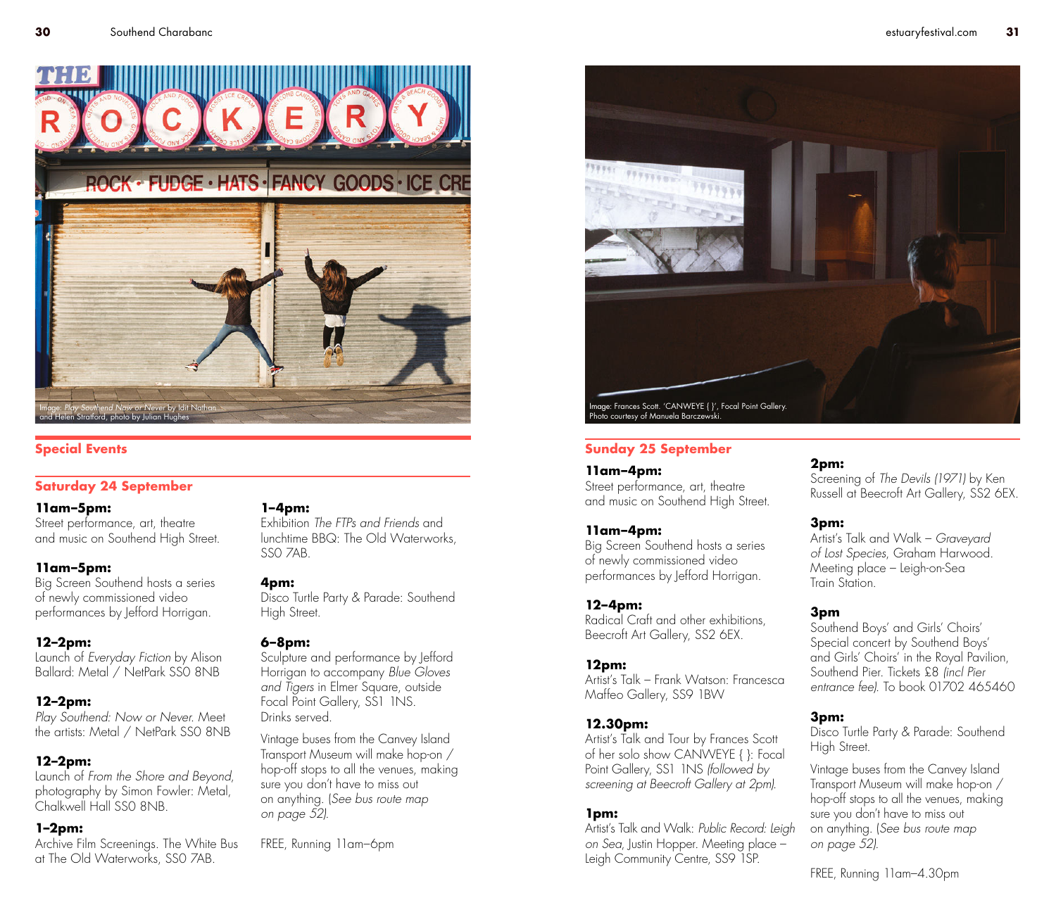Image: *Play Southend Now or Never* by Idit Nathan and Helen Stratford, photo by Julian Hughes

## Special Events

### Saturday 24 September

**11am–5pm:**
Street performance, art, theatre and music on Southend High Street.

**11am–5pm:**
Big Screen Southend hosts a series of newly commissioned video performances by Jefford Horrigan.

**12–2pm:**
Launch of *Everyday Fiction* by Alison Ballard: Metal / NetPark SS0 8NB

**12–2pm:**
*Play Southend: Now or Never.* Meet the artists: Metal / NetPark SS0 8NB

**12–2pm:**
Launch of *From the Shore and Beyond*, photography by Simon Fowler: Metal, Chalkwell Hall SS0 8NB.

**1–2pm:**
Archive Film Screenings. The White Bus at The Old Waterworks, SS0 7AB.

**1–4pm:**
Exhibition *The FTPs and Friends* and lunchtime BBQ: The Old Waterworks, SS0 7AB.

**4pm:**
Disco Turtle Party & Parade: Southend High Street.

**6–8pm:**
Sculpture and performance by Jefford Horrigan to accompany *Blue Gloves and Tigers* in Elmer Square, outside Focal Point Gallery, SS1 1NS. Drinks served.

Vintage buses from the Canvey Island Transport Museum will make hop-on / hop-off stops to all the venues, making sure you don't have to miss out on anything. (*See bus route map on page 52*).

FREE, Running 11am–6pm

Image: Frances Scott. 'CANWEYE { }', Focal Point Gallery. Photo courtesy of Manuela Barczewski.

### Sunday 25 September

**11am–4pm:**
Street performance, art, theatre and music on Southend High Street.

**11am–4pm:**
Big Screen Southend hosts a series of newly commissioned video performances by Jefford Horrigan.

**12–4pm:**
Radical Craft and other exhibitions, Beecroft Art Gallery, SS2 6EX.

**12pm:**
Artist's Talk – Frank Watson: Francesca Maffeo Gallery, SS9 1BW

**12.30pm:**
Artist's Talk and Tour by Frances Scott of her solo show CANWEYE { }: Focal Point Gallery, SS1 1NS *(followed by screening at Beecroft Gallery at 2pm)*.

**1pm:**
Artist's Talk and Walk: *Public Record: Leigh on Sea*, Justin Hopper. Meeting place – Leigh Community Centre, SS9 1SP.

**2pm:**
Screening of *The Devils (1971)* by Ken Russell at Beecroft Art Gallery, SS2 6EX.

**3pm:**
Artist's Talk and Walk – *Graveyard of Lost Species*, Graham Harwood. Meeting place – Leigh-on-Sea Train Station.

**3pm**
Southend Boys' and Girls' Choirs' Special concert by Southend Boys' and Girls' Choirs' in the Royal Pavilion, Southend Pier. Tickets £8 *(incl Pier entrance fee)*. To book 01702 465460

**3pm:**
Disco Turtle Party & Parade: Southend High Street.

Vintage buses from the Canvey Island Transport Museum will make hop-on / hop-off stops to all the venues, making sure you don't have to miss out on anything. (*See bus route map on page 52*).

FREE, Running 11am–4.30pm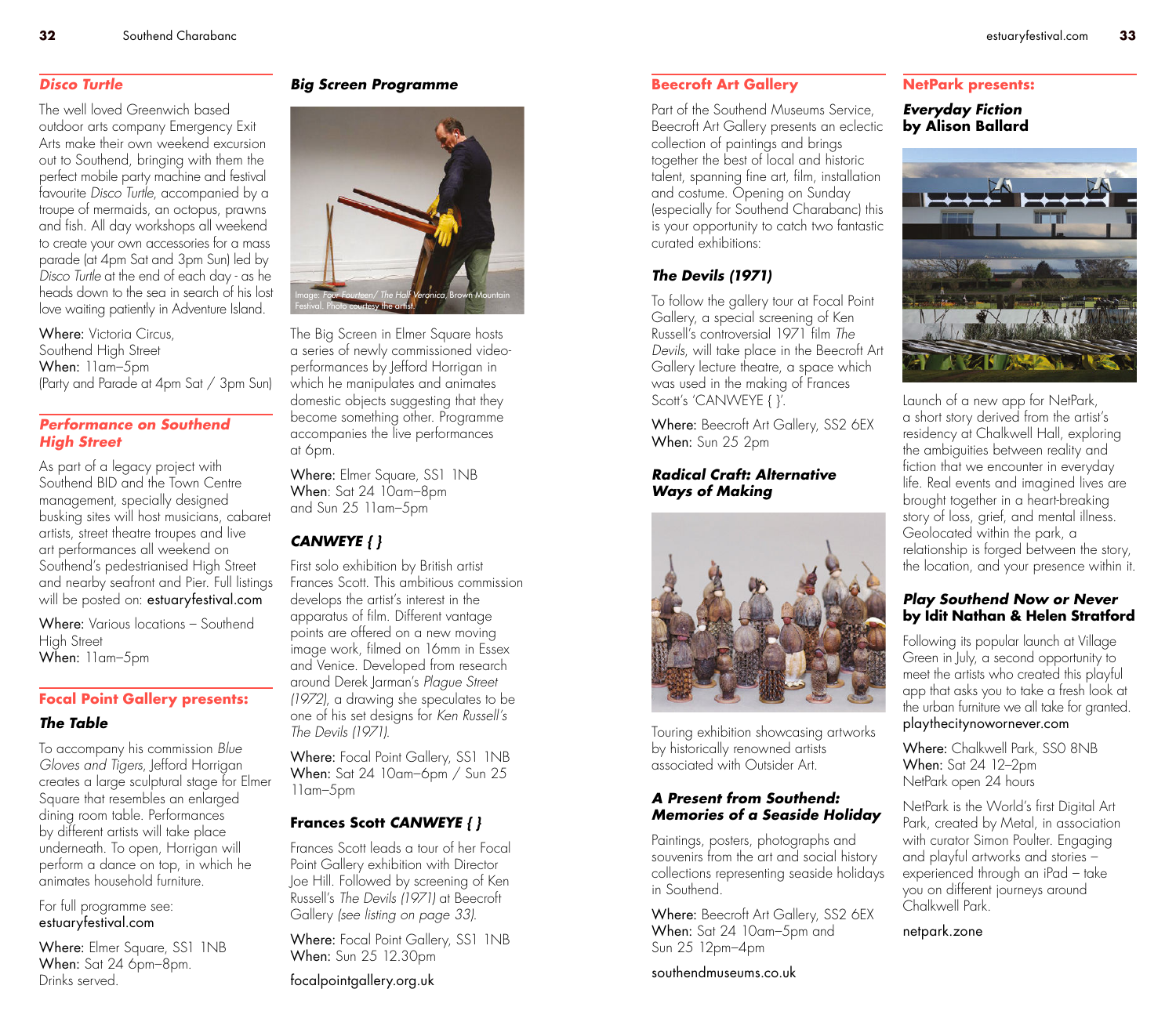## Disco Turtle

The well loved Greenwich based outdoor arts company Emergency Exit Arts make their own weekend excursion out to Southend, bringing with them the perfect mobile party machine and festival favourite *Disco Turtle*, accompanied by a troupe of mermaids, an octopus, prawns and fish. All day workshops all weekend to create your own accessories for a mass parade (at 4pm Sat and 3pm Sun) led by *Disco Turtle* at the end of each day - as he heads down to the sea in search of his lost love waiting patiently in Adventure Island.

Where: Victoria Circus, Southend High Street
When: 11am–5pm
(Party and Parade at 4pm Sat / 3pm Sun)

## Performance on Southend High Street

As part of a legacy project with Southend BID and the Town Centre management, specially designed busking sites will host musicians, cabaret artists, street theatre troupes and live art performances all weekend on Southend's pedestrianised High Street and nearby seafront and Pier. Full listings will be posted on: estuaryfestival.com

Where: Various locations – Southend High Street
When: 11am–5pm

## Focal Point Gallery presents:

### The Table

To accompany his commission *Blue Gloves and Tigers*, Jefford Horrigan creates a large sculptural stage for Elmer Square that resembles an enlarged dining room table. Performances by different artists will take place underneath. To open, Horrigan will perform a dance on top, in which he animates household furniture.

For full programme see: estuaryfestival.com

Where: Elmer Square, SS1 1NB
When: Sat 24 6pm–8pm.
Drinks served.

### Big Screen Programme

Image: *Four Fourteen/ The Half Veronica*, Brown Mountain Festival. Photo courtesy the artist.

The Big Screen in Elmer Square hosts a series of newly commissioned video-performances by Jefford Horrigan in which he manipulates and animates domestic objects suggesting that they become something other. Programme accompanies the live performances at 6pm.

Where: Elmer Square, SS1 1NB
When: Sat 24 10am–8pm and Sun 25 11am–5pm

### CANWEYE { }

First solo exhibition by British artist Frances Scott. This ambitious commission develops the artist's interest in the apparatus of film. Different vantage points are offered on a new moving image work, filmed on 16mm in Essex and Venice. Developed from research around Derek Jarman's *Plague Street (1972)*, a drawing she speculates to be one of his set designs for *Ken Russell's The Devils (1971)*.

Where: Focal Point Gallery, SS1 1NB
When: Sat 24 10am–6pm / Sun 25 11am–5pm

### Frances Scott CANWEYE { }

Frances Scott leads a tour of her Focal Point Gallery exhibition with Director Joe Hill. Followed by screening of Ken Russell's *The Devils (1971)* at Beecroft Gallery *(see listing on page 33)*.

Where: Focal Point Gallery, SS1 1NB
When: Sun 25 12.30pm

focalpointgallery.org.uk

## Beecroft Art Gallery

Part of the Southend Museums Service, Beecroft Art Gallery presents an eclectic collection of paintings and brings together the best of local and historic talent, spanning fine art, film, installation and costume. Opening on Sunday (especially for Southend Charabanc) this is your opportunity to catch two fantastic curated exhibitions:

### The Devils (1971)

To follow the gallery tour at Focal Point Gallery, a special screening of Ken Russell's controversial 1971 film *The Devils*, will take place in the Beecroft Art Gallery lecture theatre, a space which was used in the making of Frances Scott's 'CANWEYE { }'.

Where: Beecroft Art Gallery, SS2 6EX
When: Sun 25 2pm

### Radical Craft: Alternative Ways of Making

Touring exhibition showcasing artworks by historically renowned artists associated with Outsider Art.

### A Present from Southend: Memories of a Seaside Holiday

Paintings, posters, photographs and souvenirs from the art and social history collections representing seaside holidays in Southend.

Where: Beecroft Art Gallery, SS2 6EX
When: Sat 24 10am–5pm and Sun 25 12pm–4pm

southendmuseums.co.uk

## NetPark presents:

### Everyday Fiction by Alison Ballard

Launch of a new app for NetPark, a short story derived from the artist's residency at Chalkwell Hall, exploring the ambiguities between reality and fiction that we encounter in everyday life. Real events and imagined lives are brought together in a heart-breaking story of loss, grief, and mental illness. Geolocated within the park, a relationship is forged between the story, the location, and your presence within it.

### Play Southend Now or Never by Idit Nathan & Helen Stratford

Following its popular launch at Village Green in July, a second opportunity to meet the artists who created this playful app that asks you to take a fresh look at the urban furniture we all take for granted. playthecitynowornever.com

Where: Chalkwell Park, SS0 8NB
When: Sat 24 12–2pm
NetPark open 24 hours

NetPark is the World's first Digital Art Park, created by Metal, in association with curator Simon Poulter. Engaging and playful artworks and stories – experienced through an iPad – take you on different journeys around Chalkwell Park.

netpark.zone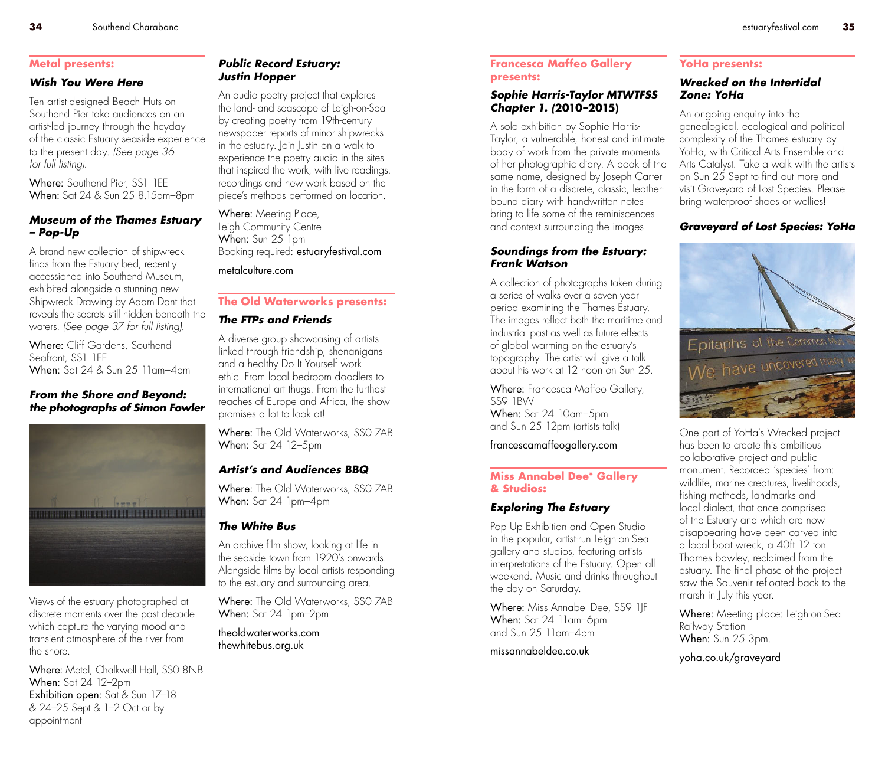## Metal presents:

### *Wish You Were Here*

Ten artist-designed Beach Huts on Southend Pier take audiences on an artist-led journey through the heyday of the classic Estuary seaside experience to the present day. *(See page 36 for full listing).*

Where: Southend Pier, SS1 1EE
When: Sat 24 & Sun 25 8.15am–8pm

### *Museum of the Thames Estuary – Pop-Up*

A brand new collection of shipwreck finds from the Estuary bed, recently accessioned into Southend Museum, exhibited alongside a stunning new Shipwreck Drawing by Adam Dant that reveals the secrets still hidden beneath the waters. *(See page 37 for full listing).*

Where: Cliff Gardens, Southend Seafront, SS1 1EE
When: Sat 24 & Sun 25 11am–4pm

### *From the Shore and Beyond: the photographs of Simon Fowler*

Views of the estuary photographed at discrete moments over the past decade which capture the varying mood and transient atmosphere of the river from the shore.

Where: Metal, Chalkwell Hall, SS0 8NB
When: Sat 24 12–2pm
Exhibition open: Sat & Sun 17–18 & 24–25 Sept & 1–2 Oct or by appointment

### *Public Record Estuary: Justin Hopper*

An audio poetry project that explores the land- and seascape of Leigh-on-Sea by creating poetry from 19th-century newspaper reports of minor shipwrecks in the estuary. Join Justin on a walk to experience the poetry audio in the sites that inspired the work, with live readings, recordings and new work based on the piece's methods performed on location.

Where: Meeting Place, Leigh Community Centre
When: Sun 25 1pm
Booking required: estuaryfestival.com

metalculture.com

## The Old Waterworks presents:

### *The FTPs and Friends*

A diverse group showcasing of artists linked through friendship, shenanigans and a healthy Do It Yourself work ethic. From local bedroom doodlers to international art thugs. From the furthest reaches of Europe and Africa, the show promises a lot to look at!

Where: The Old Waterworks, SS0 7AB
When: Sat 24 12–5pm

### *Artist's and Audiences BBQ*

Where: The Old Waterworks, SS0 7AB
When: Sat 24 1pm–4pm

### *The White Bus*

An archive film show, looking at life in the seaside town from 1920's onwards. Alongside films by local artists responding to the estuary and surrounding area.

Where: The Old Waterworks, SS0 7AB
When: Sat 24 1pm–2pm

theoldwaterworks.com
thewhitebus.org.uk

## Francesca Maffeo Gallery presents:

### *Sophie Harris-Taylor MTWTFSS Chapter 1. (2010–2015)*

A solo exhibition by Sophie Harris-Taylor, a vulnerable, honest and intimate body of work from the private moments of her photographic diary. A book of the same name, designed by Joseph Carter in the form of a discrete, classic, leather-bound diary with handwritten notes bring to life some of the reminiscences and context surrounding the images.

### *Soundings from the Estuary: Frank Watson*

A collection of photographs taken during a series of walks over a seven year period examining the Thames Estuary. The images reflect both the maritime and industrial past as well as future effects of global warming on the estuary's topography. The artist will give a talk about his work at 12 noon on Sun 25.

Where: Francesca Maffeo Gallery, SS9 1BW
When: Sat 24 10am–5pm and Sun 25 12pm (artists talk)

francescamaffeogallery.com

## Miss Annabel Dee* Gallery & Studios:

### *Exploring The Estuary*

Pop Up Exhibition and Open Studio in the popular, artist-run Leigh-on-Sea gallery and studios, featuring artists interpretations of the Estuary. Open all weekend. Music and drinks throughout the day on Saturday.

Where: Miss Annabel Dee, SS9 1JF
When: Sat 24 11am–6pm and Sun 25 11am–4pm

missannabeldee.co.uk

## YoHa presents:

### *Wrecked on the Intertidal Zone: YoHa*

An ongoing enquiry into the genealogical, ecological and political complexity of the Thames estuary by YoHa, with Critical Arts Ensemble and Arts Catalyst. Take a walk with the artists on Sun 25 Sept to find out more and visit Graveyard of Lost Species. Please bring waterproof shoes or wellies!

### *Graveyard of Lost Species: YoHa*

One part of YoHa's Wrecked project has been to create this ambitious collaborative project and public monument. Recorded 'species' from: wildlife, marine creatures, livelihoods, fishing methods, landmarks and local dialect, that once comprised of the Estuary and which are now disappearing have been carved into a local boat wreck, a 40ft 12 ton Thames bawley, reclaimed from the estuary. The final phase of the project saw the Souvenir refloated back to the marsh in July this year.

Where: Meeting place: Leigh-on-Sea Railway Station
When: Sun 25 3pm.

yoha.co.uk/graveyard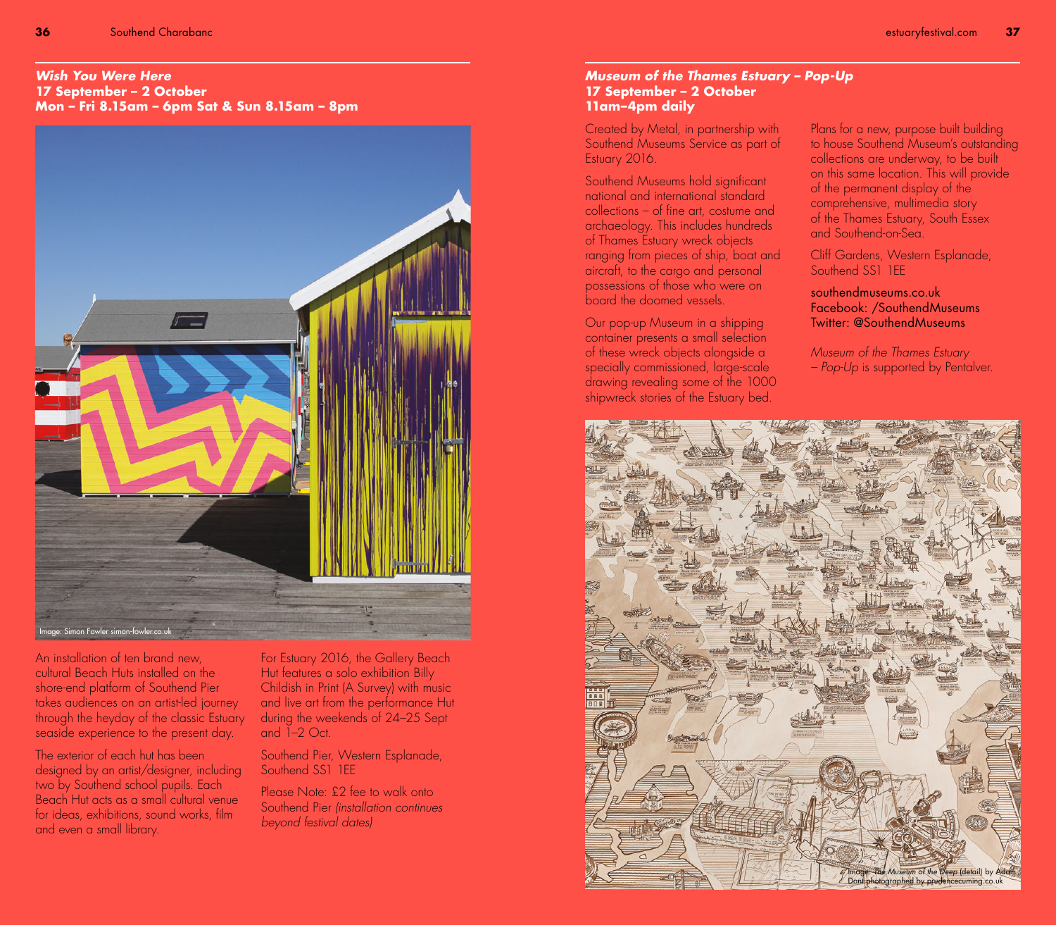## *Wish You Were Here*
**17 September – 2 October**
**Mon – Fri 8.15am – 6pm Sat & Sun 8.15am – 8pm**

Image: Simon Fowler simon-fowler.co.uk

An installation of ten brand new, cultural Beach Huts installed on the shore-end platform of Southend Pier takes audiences on an artist-led journey through the heyday of the classic Estuary seaside experience to the present day.

The exterior of each hut has been designed by an artist/designer, including two by Southend school pupils. Each Beach Hut acts as a small cultural venue for ideas, exhibitions, sound works, film and even a small library.

For Estuary 2016, the Gallery Beach Hut features a solo exhibition Billy Childish in Print (A Survey) with music and live art from the performance Hut during the weekends of 24–25 Sept and 1–2 Oct.

Southend Pier, Western Esplanade, Southend SS1 1EE

Please Note: £2 fee to walk onto Southend Pier *(installation continues beyond festival dates)*

## *Museum of the Thames Estuary – Pop-Up*
**17 September – 2 October**
**11am–4pm daily**

Created by Metal, in partnership with Southend Museums Service as part of Estuary 2016.

Southend Museums hold significant national and international standard collections – of fine art, costume and archaeology. This includes hundreds of Thames Estuary wreck objects ranging from pieces of ship, boat and aircraft, to the cargo and personal possessions of those who were on board the doomed vessels.

Our pop-up Museum in a shipping container presents a small selection of these wreck objects alongside a specially commissioned, large-scale drawing revealing some of the 1000 shipwreck stories of the Estuary bed.

Plans for a new, purpose built building to house Southend Museum's outstanding collections are underway, to be built on this same location. This will provide of the permanent display of the comprehensive, multimedia story of the Thames Estuary, South Essex and Southend-on-Sea.

Cliff Gardens, Western Esplanade, Southend SS1 1EE

southendmuseums.co.uk
Facebook: /SouthendMuseums
Twitter: @SouthendMuseums

*Museum of the Thames Estuary – Pop-Up* is supported by Pentalver.

Image: *The Museum of the Deep* (detail) by Adam Dant photographed by prudencecuming.co.uk